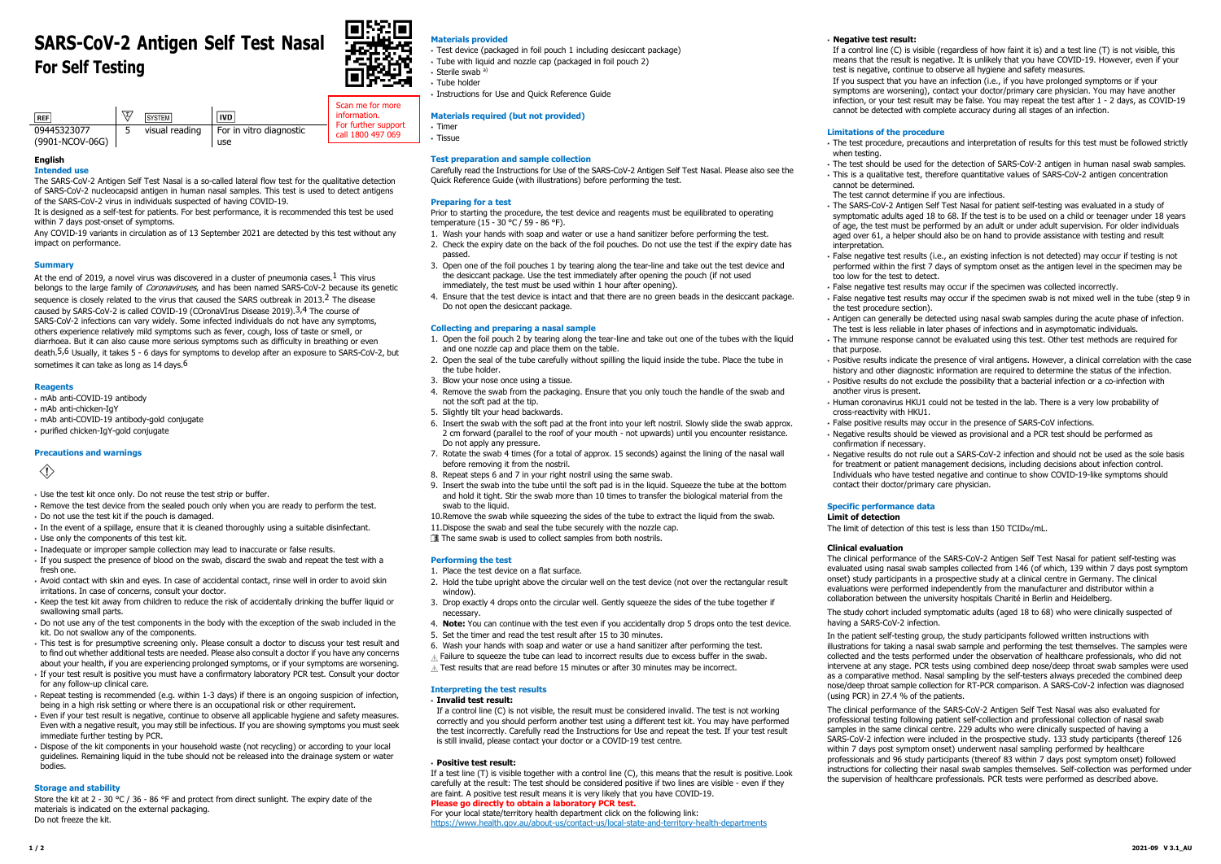# SARS-CoV-2 Antigen Self Test Nasal
# For Self Testing

| REF | | SYSTEM | IVD |
|---|---|---|---|
| 09445323077 (9901-NCOV-06G) | 5 | visual reading | For in vitro diagnostic use |

Scan me for more information. For further support call 1800 497 069

## English

### Intended use

The SARS-CoV-2 Antigen Self Test Nasal is a so-called lateral flow test for the qualitative detection of SARS-CoV-2 nucleocapsid antigen in human nasal samples. This test is used to detect antigens of the SARS-CoV-2 virus in individuals suspected of having COVID-19.

It is designed as a self-test for patients. For best performance, it is recommended this test be used within 7 days post-onset of symptoms.

Any COVID-19 variants in circulation as of 13 September 2021 are detected by this test without any impact on performance.

### Summary

At the end of 2019, a novel virus was discovered in a cluster of pneumonia cases.[1] This virus belongs to the large family of *Coronaviruses*, and has been named SARS-CoV-2 because its genetic sequence is closely related to the virus that caused the SARS outbreak in 2013.[2] The disease caused by SARS-CoV-2 is called COVID-19 (COronaVIrus Disease 2019).[3,4] The course of SARS-CoV-2 infections can vary widely. Some infected individuals do not have any symptoms, others experience relatively mild symptoms such as fever, cough, loss of taste or smell, or diarrhoea. But it can also cause more serious symptoms such as difficulty in breathing or even death.[5,6] Usually, it takes 5 - 6 days for symptoms to develop after an exposure to SARS-CoV-2, but sometimes it can take as long as 14 days.[6]

### Reagents

- mAb anti-COVID-19 antibody
- mAb anti-chicken-IgY
- mAb anti-COVID-19 antibody-gold conjugate
- purified chicken-IgY-gold conjugate

### Precautions and warnings

- Use the test kit once only. Do not reuse the test strip or buffer.
- Remove the test device from the sealed pouch only when you are ready to perform the test.
- Do not use the test kit if the pouch is damaged.
- In the event of a spillage, ensure that it is cleaned thoroughly using a suitable disinfectant.
- Use only the components of this test kit.
- Inadequate or improper sample collection may lead to inaccurate or false results.
- If you suspect the presence of blood on the swab, discard the swab and repeat the test with a fresh one.
- Avoid contact with skin and eyes. In case of accidental contact, rinse well in order to avoid skin irritations. In case of concerns, consult your doctor.
- Keep the test kit away from children to reduce the risk of accidentally drinking the buffer liquid or swallowing small parts.
- Do not use any of the test components in the body with the exception of the swab included in the kit. Do not swallow any of the components.
- This test is for presumptive screening only. Please consult a doctor to discuss your test result and to find out whether additional tests are needed. Please also consult a doctor if you have any concerns about your health, if you are experiencing prolonged symptoms, or if your symptoms are worsening.
- If your test result is positive you must have a confirmatory laboratory PCR test. Consult your doctor for any follow-up clinical care.
- Repeat testing is recommended (e.g. within 1-3 days) if there is an ongoing suspicion of infection, being in a high risk setting or where there is an occupational risk or other requirement.
- Even if your test result is negative, continue to observe all applicable hygiene and safety measures. Even with a negative result, you may still be infectious. If you are showing symptoms you must seek immediate further testing by PCR.
- Dispose of the kit components in your household waste (not recycling) or according to your local guidelines. Remaining liquid in the tube should not be released into the drainage system or water bodies.

### Storage and stability

Store the kit at 2 - 30 °C / 36 - 86 °F and protect from direct sunlight. The expiry date of the materials is indicated on the external packaging.
Do not freeze the kit.

### Materials provided

- Test device (packaged in foil pouch 1 including desiccant package)
- Tube with liquid and nozzle cap (packaged in foil pouch 2)
- Sterile swab [a)]
- Tube holder
- Instructions for Use and Quick Reference Guide

### Materials required (but not provided)

- Timer
- Tissue

### Test preparation and sample collection

Carefully read the Instructions for Use of the SARS-CoV-2 Antigen Self Test Nasal. Please also see the Quick Reference Guide (with illustrations) before performing the test.

#### Preparing for a test

Prior to starting the procedure, the test device and reagents must be equilibrated to operating temperature (15 - 30 °C / 59 - 86 °F).

1. Wash your hands with soap and water or use a hand sanitizer before performing the test.
2. Check the expiry date on the back of the foil pouches. Do not use the test if the expiry date has passed.
3. Open one of the foil pouches 1 by tearing along the tear-line and take out the test device and the desiccant package. Use the test immediately after opening the pouch (if not used immediately, the test must be used within 1 hour after opening).
4. Ensure that the test device is intact and that there are no green beads in the desiccant package. Do not open the desiccant package.

#### Collecting and preparing a nasal sample

1. Open the foil pouch 2 by tearing along the tear-line and take out one of the tubes with the liquid and one nozzle cap and place them on the table.
2. Open the seal of the tube carefully without spilling the liquid inside the tube. Place the tube in the tube holder.
3. Blow your nose once using a tissue.
4. Remove the swab from the packaging. Ensure that you only touch the handle of the swab and not the soft pad at the tip.
5. Slightly tilt your head backwards.
6. Insert the swab with the soft pad at the front into your left nostril. Slowly slide the swab approx. 2 cm forward (parallel to the roof of your mouth - not upwards) until you encounter resistance. Do not apply any pressure.
7. Rotate the swab 4 times (for a total of approx. 15 seconds) against the lining of the nasal wall before removing it from the nostril.
8. Repeat steps 6 and 7 in your right nostril using the same swab.
9. Insert the swab into the tube until the soft pad is in the liquid. Squeeze the tube at the bottom and hold it tight. Stir the swab more than 10 times to transfer the biological material from the swab to the liquid.
10. Remove the swab while squeezing the sides of the tube to extract the liquid from the swab.
11. Dispose the swab and seal the tube securely with the nozzle cap.

The same swab is used to collect samples from both nostrils.

#### Performing the test

1. Place the test device on a flat surface.
2. Hold the tube upright above the circular well on the test device (not over the rectangular result window).
3. Drop exactly 4 drops onto the circular well. Gently squeeze the sides of the tube together if necessary.
4. **Note:** You can continue with the test even if you accidentally drop 5 drops onto the test device.
5. Set the timer and read the test result after 15 to 30 minutes.
6. Wash your hands with soap and water or use a hand sanitizer after performing the test.

⚠ Failure to squeeze the tube can lead to incorrect results due to excess buffer in the swab.

⚠ Test results that are read before 15 minutes or after 30 minutes may be incorrect.

#### Interpreting the test results

- **Invalid test result:**

  If a control line (C) is not visible, the result must be considered invalid. The test is not working correctly and you should perform another test using a different test kit. You may have performed the test incorrectly. Carefully read the Instructions for Use and repeat the test. If your test result is still invalid, please contact your doctor or a COVID-19 test centre.

- **Positive test result:**

If a test line (T) is visible together with a control line (C), this means that the result is positive. Look carefully at the result: The test should be considered positive if two lines are visible - even if they are faint. A positive test result means it is very likely that you have COVID-19.

**Please go directly to obtain a laboratory PCR test.**

For your local state/territory health department click on the following link:
https://www.health.gov.au/about-us/contact-us/local-state-and-territory-health-departments

- **Negative test result:**

  If a control line (C) is visible (regardless of how faint it is) and a test line (T) is not visible, this means that the result is negative. It is unlikely that you have COVID-19. However, even if your test is negative, continue to observe all hygiene and safety measures.

  If you suspect that you have an infection (i.e., if you have prolonged symptoms or if your symptoms are worsening), contact your doctor/primary care physician. You may have another infection, or your test result may be false. You may repeat the test after 1 - 2 days, as COVID-19 cannot be detected with complete accuracy during all stages of an infection.

### Limitations of the procedure

- The test procedure, precautions and interpretation of results for this test must be followed strictly when testing.
- The test should be used for the detection of SARS-CoV-2 antigen in human nasal swab samples.
- This is a qualitative test, therefore quantitative values of SARS-CoV-2 antigen concentration cannot be determined.

  The test cannot determine if you are infectious.
- The SARS-CoV-2 Antigen Self Test Nasal for patient self-testing was evaluated in a study of symptomatic adults aged 18 to 68. If the test is to be used on a child or teenager under 18 years of age, the test must be performed by an adult or under adult supervision. For older individuals aged over 61, a helper should also be on hand to provide assistance with testing and result interpretation.
- False negative test results (i.e., an existing infection is not detected) may occur if testing is not performed within the first 7 days of symptom onset as the antigen level in the specimen may be too low for the test to detect.
- False negative test results may occur if the specimen was collected incorrectly.
- False negative test results may occur if the specimen swab is not mixed well in the tube (step 9 in the test procedure section).
- Antigen can generally be detected using nasal swab samples during the acute phase of infection. The test is less reliable in later phases of infections and in asymptomatic individuals.
- The immune response cannot be evaluated using this test. Other test methods are required for that purpose.
- Positive results indicate the presence of viral antigens. However, a clinical correlation with the case history and other diagnostic information are required to determine the status of the infection.
- Positive results do not exclude the possibility that a bacterial infection or a co-infection with another virus is present.
- Human coronavirus HKU1 could not be tested in the lab. There is a very low probability of cross-reactivity with HKU1.
- False positive results may occur in the presence of SARS-CoV infections.
- Negative results should be viewed as provisional and a PCR test should be performed as confirmation if necessary.
- Negative results do not rule out a SARS-CoV-2 infection and should not be used as the sole basis for treatment or patient management decisions, including decisions about infection control. Individuals who have tested negative and continue to show COVID-19-like symptoms should contact their doctor/primary care physician.

### Specific performance data

**Limit of detection**

The limit of detection of this test is less than 150 $TCID_{50}$/mL.

**Clinical evaluation**

The clinical performance of the SARS-CoV-2 Antigen Self Test Nasal for patient self-testing was evaluated using nasal swab samples collected from 146 (of which, 139 within 7 days post symptom onset) study participants in a prospective study at a clinical centre in Germany. The clinical evaluations were performed independently from the manufacturer and distributor within a collaboration between the university hospitals Charité in Berlin and Heidelberg.

The study cohort included symptomatic adults (aged 18 to 68) who were clinically suspected of having a SARS-CoV-2 infection.

In the patient self-testing group, the study participants followed written instructions with illustrations for taking a nasal swab sample and performing the test themselves. The samples were collected and the tests performed under the observation of healthcare professionals, who did not intervene at any stage. PCR tests using combined deep nose/deep throat swab samples were used as a comparative method. Nasal sampling by the self-testers always preceded the combined deep nose/deep throat sample collection for RT-PCR comparison. A SARS-CoV-2 infection was diagnosed (using PCR) in 27.4 % of the patients.

The clinical performance of the SARS-CoV-2 Antigen Self Test Nasal was also evaluated for professional testing following patient self-collection and professional collection of nasal swab samples in the same clinical centre. 229 adults who were clinically suspected of having a SARS-CoV-2 infection were included in the prospective study. 133 study participants (thereof 126 within 7 days post symptom onset) underwent nasal sampling performed by healthcare professionals and 96 study participants (thereof 83 within 7 days post symptom onset) followed instructions for collecting their nasal swab samples themselves. Self-collection was performed under the supervision of healthcare professionals. PCR tests were performed as described above.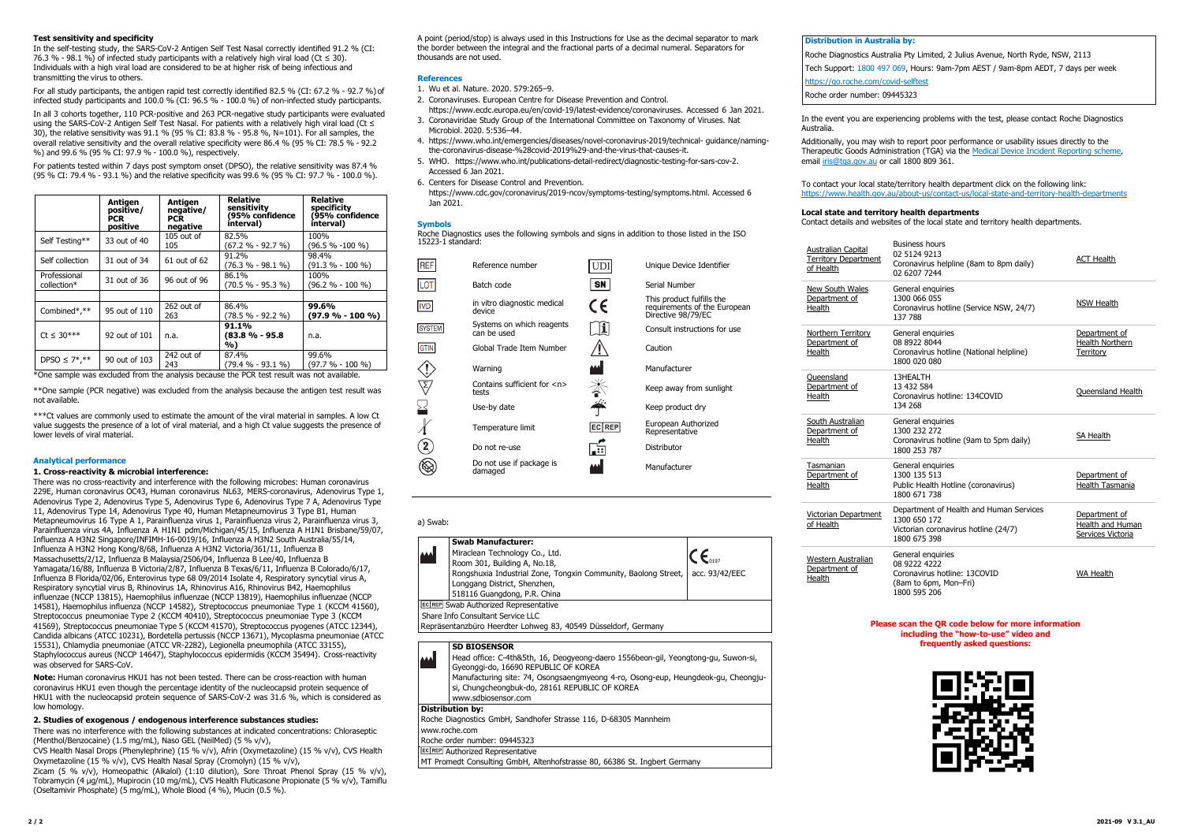### Test sensitivity and specificity

In the self-testing study, the SARS-CoV-2 Antigen Self Test Nasal correctly identified 91.2 % (CI: 76.3 % - 98.1 %) of infected study participants with a relatively high viral load (Ct ≤ 30). Individuals with a high viral load are considered to be at higher risk of being infectious and transmitting the virus to others.

For all study participants, the antigen rapid test correctly identified 82.5 % (CI: 67.2 % - 92.7 %) of infected study participants and 100.0 % (CI: 96.5 % - 100.0 %) of non-infected study participants.

In all 3 cohorts together, 110 PCR-positive and 263 PCR-negative study participants were evaluated using the SARS-CoV-2 Antigen Self Test Nasal. For patients with a relatively high viral load (Ct ≤ 30), the relative sensitivity was 91.1 % (95 % CI: 83.8 % - 95.8 %, N=101). For all samples, the overall relative sensitivity and the overall relative specificity were 86.4 % (95 % CI: 78.5 % - 92.2 %) and 99.6 % (95 % CI: 97.9 % - 100.0 %), respectively.

For patients tested within 7 days post symptom onset (DPSO), the relative sensitivity was 87.4 % (95 % CI: 79.4 % - 93.1 %) and the relative specificity was 99.6 % (95 % CI: 97.7 % - 100.0 %).

| | Antigen positive/ PCR positive | Antigen negative/ PCR negative | Relative sensitivity (95% confidence interval) | Relative specificity (95% confidence interval) |
|---|---|---|---|---|
| Self Testing** | 33 out of 40 | 105 out of 105 | 82.5% (67.2 % - 92.7 %) | 100% (96.5 % -100 %) |
| Self collection | 31 out of 34 | 61 out of 62 | 91.2% (76.3 % - 98.1 %) | 98.4% (91.3 % - 100 %) |
| Professional collection* | 31 out of 36 | 96 out of 96 | 86.1% (70.5 % - 95.3 %) | 100% (96.2 % - 100 %) |
| | | | | |
| Combined*,** | 95 out of 110 | 262 out of 263 | 86.4% (78.5 % - 92.2 %) | **99.6% (97.9 % - 100 %)** |
| Ct ≤ 30*** | 92 out of 101 | n.a. | **91.1% (83.8 % - 95.8 %)** | n.a. |
| DPSO ≤ 7*,** | 90 out of 103 | 242 out of 243 | 87.4% (79.4 % - 93.1 %) | 99.6% (97.7 % - 100 %) |

*One sample was excluded from the analysis because the PCR test result was not available.

**One sample (PCR negative) was excluded from the analysis because the antigen test result was not available.

***Ct values are commonly used to estimate the amount of the viral material in samples. A low Ct value suggests the presence of a lot of viral material, and a high Ct value suggests the presence of lower levels of viral material.

### Analytical performance

#### 1. Cross-reactivity & microbial interference:

There was no cross-reactivity and interference with the following microbes: Human coronavirus 229E, Human coronavirus OC43, Human coronavirus NL63, MERS-coronavirus, Adenovirus Type 1, Adenovirus Type 2, Adenovirus Type 5, Adenovirus Type 6, Adenovirus Type 7 A, Adenovirus Type 11, Adenovirus Type 14, Adenovirus Type 40, Human Metapneumovirus 3 Type B1, Human Metapneumovirus 16 Type A 1, Parainfluenza virus 1, Parainfluenza virus 2, Parainfluenza virus 3, Parainfluenza virus 4A, Influenza A H1N1 pdm/Michigan/45/15, Influenza A H1N1 Brisbane/59/07, Influenza A H3N2 Singapore/INFIMH-16-0019/16, Influenza A H3N2 South Australia/55/14, Influenza A H3N2 Hong Kong/8/68, Influenza A H3N2 Victoria/361/11, Influenza B Massachusetts/2/12, Influenza B Malaysia/2506/04, Influenza B Lee/40, Influenza B Yamagata/16/88, Influenza B Victoria/2/87, Influenza B Texas/6/11, Influenza B Colorado/6/17, Influenza B Florida/02/06, Enterovirus type 68 09/2014 Isolate 4, Respiratory syncytial virus A, Respiratory syncytial virus B, Rhinovirus 1A, Rhinovirus A16, Rhinovirus B42, Haemophilus influenzae (NCCP 13815), Haemophilus influenzae (NCCP 13819), Haemophilus influenzae (NCCP 14581), Haemophilus influenza (NCCP 14582), Streptococcus pneumoniae Type 1 (KCCM 41560), Streptococcus pneumoniae Type 2 (KCCM 40410), Streptococcus pneumoniae Type 3 (KCCM 41569), Streptococcus pneumoniae Type 5 (KCCM 41570), Streptococcus pyogenes (ATCC 12344), Candida albicans (ATCC 10231), Bordetella pertussis (NCCP 13671), Mycoplasma pneumoniae (ATCC 15531), Chlamydia pneumoniae (ATCC VR-2282), Legionella pneumophila (ATCC 33155), Staphylococcus aureus (NCCP 14647), Staphylococcus epidermidis (KCCM 35494). Cross-reactivity was observed for SARS-CoV.

**Note:** Human coronavirus HKU1 has not been tested. There can be cross-reaction with human coronavirus HKU1 even though the percentage identity of the nucleocapsid protein sequence of HKU1 with the nucleocapsid protein sequence of SARS-CoV-2 was 31.6 %, which is considered as low homology.

#### 2. Studies of exogenous / endogenous interference substances studies:

There was no interference with the following substances at indicated concentrations: Chloraseptic (Menthol/Benzocaine) (1.5 mg/mL), Naso GEL (NeilMed) (5 % v/v),
CVS Health Nasal Drops (Phenylephrine) (15 % v/v), Afrin (Oxymetazoline) (15 % v/v), CVS Health Oxymetazoline (15 % v/v), CVS Health Nasal Spray (Cromolyn) (15 % v/v),
Zicam (5 % v/v), Homeopathic (Alkalol) (1:10 dilution), Sore Throat Phenol Spray (15 % v/v), Tobramycin (4 µg/mL), Mupirocin (10 mg/mL), CVS Health Fluticasone Propionate (5 % v/v), Tamiflu (Oseltamivir Phosphate) (5 mg/mL), Whole Blood (4 %), Mucin (0.5 %).

A point (period/stop) is always used in this Instructions for Use as the decimal separator to mark the border between the integral and the fractional parts of a decimal numeral. Separators for thousands are not used.

### References

1. Wu et al. Nature. 2020. 579:265–9.
2. Coronaviruses. European Centre for Disease Prevention and Control. https://www.ecdc.europa.eu/en/covid-19/latest-evidence/coronaviruses. Accessed 6 Jan 2021.
3. Coronaviridae Study Group of the International Committee on Taxonomy of Viruses. Nat Microbiol. 2020. 5:536–44.
4. https://www.who.int/emergencies/diseases/novel-coronavirus-2019/technical- guidance/naming-the-coronavirus-disease-%28covid-2019%29-and-the-virus-that-causes-it.
5. WHO. https://www.who.int/publications-detail-redirect/diagnostic-testing-for-sars-cov-2. Accessed 6 Jan 2021.
6. Centers for Disease Control and Prevention. https://www.cdc.gov/coronavirus/2019-ncov/symptoms-testing/symptoms.html. Accessed 6 Jan 2021.

### Symbols

Roche Diagnostics uses the following symbols and signs in addition to those listed in the ISO 15223-1 standard:

| | | | |
|---|---|---|---|
| REF | Reference number | UDI | Unique Device Identifier |
| LOT | Batch code | SN | Serial Number |
| IVD | in vitro diagnostic medical device | CE | This product fulfills the requirements of the European Directive 98/79/EC |
| SYSTEM | Systems on which reagents can be used | | Consult instructions for use |
| GTIN | Global Trade Item Number | | Caution |
| | Warning | | Manufacturer |
| | Contains sufficient for <n> tests | | Keep away from sunlight |
| | Use-by date | | Keep product dry |
| | Temperature limit | EC REP | European Authorized Representative |
| | Do not re-use | | Distributor |
| | Do not use if package is damaged | | Manufacturer |

a) Swab:

**Swab Manufacturer:**
Miraclean Technology Co., Ltd.
Room 301, Building A, No.18,
Rongshuxia Industrial Zone, Tongxin Community, Baolong Street, Longgang District, Shenzhen,
518116 Guangdong, P.R. China

CE 0197 acc. 93/42/EEC

EC REP Swab Authorized Representative
Share Info Consultant Service LLC
Repräsentanzbüro Heerdter Lohweg 83, 40549 Düsseldorf, Germany

**SD BIOSENSOR**
Head office: C-4th&5th, 16, Deogyeong-daero 1556beon-gil, Yeongtong-gu, Suwon-si, Gyeonggi-do, 16690 REPUBLIC OF KOREA
Manufacturing site: 74, Osongsaengmyeong 4-ro, Osong-eup, Heungdeok-gu, Cheongju-si, Chungcheongbuk-do, 28161 REPUBLIC OF KOREA
www.sdbiosensor.com

**Distribution by:**
Roche Diagnostics GmbH, Sandhofer Strasse 116, D-68305 Mannheim
www.roche.com
Roche order number: 09445323

EC REP Authorized Representative
MT Promedt Consulting GmbH, Altenhofstrasse 80, 66386 St. Ingbert Germany

**Distribution in Australia by:**

Roche Diagnostics Australia Pty Limited, 2 Julius Avenue, North Ryde, NSW, 2113
Tech Support: 1800 497 069, Hours: 9am-7pm AEST / 9am-8pm AEDT, 7 days per week
https://go.roche.com/covid-selftest
Roche order number: 09445323

In the event you are experiencing problems with the test, please contact Roche Diagnostics Australia.

Additionally, you may wish to report poor performance or usability issues directly to the Therapeutic Goods Administration (TGA) via the Medical Device Incident Reporting scheme, email iris@tga.gov.au or call 1800 809 361.

To contact your local state/territory health department click on the following link:
https://www.health.gov.au/about-us/contact-us/local-state-and-territory-health-departments

### Local state and territory health departments

Contact details and websites of the local state and territory health departments.

| | | |
|---|---|---|
| Australian Capital Territory Department of Health | Business hours 02 5124 9213; Coronavirus helpline (8am to 8pm daily) 02 6207 7244 | ACT Health |
| New South Wales Department of Health | General enquiries 1300 066 055; Coronavirus hotline (Service NSW, 24/7) 137 788 | NSW Health |
| Northern Territory Department of Health | General enquiries 08 8922 8044; Coronavirus hotline (National helpline) 1800 020 080 | Department of Health Northern Territory |
| Queensland Department of Health | 13HEALTH 13 432 584; Coronavirus hotline: 134COVID 134 268 | Queensland Health |
| South Australian Department of Health | General enquiries 1300 232 272; Coronavirus hotline (9am to 5pm daily) 1800 253 787 | SA Health |
| Tasmanian Department of Health | General enquiries 1300 135 513; Public Health Hotline (coronavirus) 1800 671 738 | Department of Health Tasmania |
| Victorian Department of Health | Department of Health and Human Services 1300 650 172; Victorian coronavirus hotline (24/7) 1800 675 398 | Department of Health and Human Services Victoria |
| Western Australian Department of Health | General enquiries 08 9222 4222; Coronavirus hotline: 13COVID (8am to 6pm, Mon–Fri) 1800 595 206 | WA Health |

**Please scan the QR code below for more information including the "how-to-use" video and frequently asked questions:**